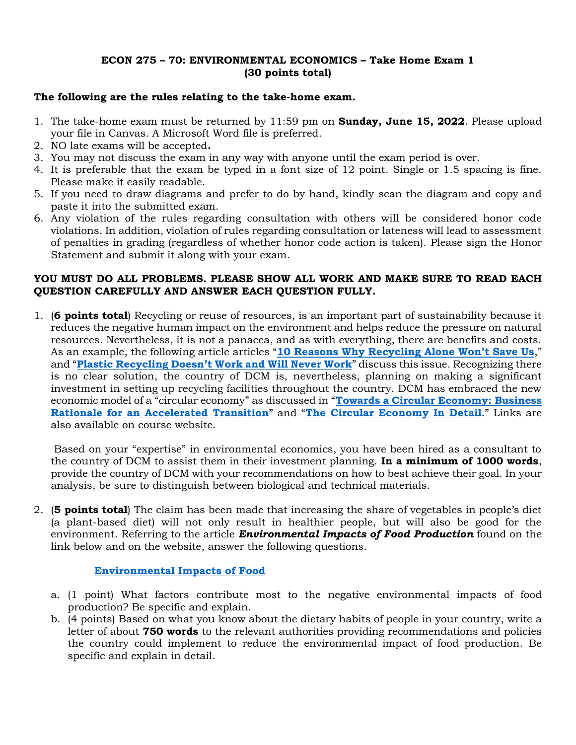**ECON 275 – 70: ENVIRONMENTAL ECONOMICS – Take Home Exam 1**
**(30 points total)**

**The following are the rules relating to the take-home exam.**

1. The take-home exam must be returned by 11:59 pm on **Sunday, June 15, 2022**. Please upload your file in Canvas. A Microsoft Word file is preferred.
2. NO late exams will be accepted**.**
3. You may not discuss the exam in any way with anyone until the exam period is over.
4. It is preferable that the exam be typed in a font size of 12 point. Single or 1.5 spacing is fine. Please make it easily readable.
5. If you need to draw diagrams and prefer to do by hand, kindly scan the diagram and copy and paste it into the submitted exam.
6. Any violation of the rules regarding consultation with others will be considered honor code violations. In addition, violation of rules regarding consultation or lateness will lead to assessment of penalties in grading (regardless of whether honor code action is taken). Please sign the Honor Statement and submit it along with your exam.

**YOU MUST DO ALL PROBLEMS. PLEASE SHOW ALL WORK AND MAKE SURE TO READ EACH QUESTION CAREFULLY AND ANSWER EACH QUESTION FULLY.**

1. (**6 points total**) Recycling or reuse of resources, is an important part of sustainability because it reduces the negative human impact on the environment and helps reduce the pressure on natural resources. Nevertheless, it is not a panacea, and as with everything, there are benefits and costs. As an example, the following article articles "**10 Reasons Why Recycling Alone Won't Save Us**," and "**Plastic Recycling Doesn't Work and Will Never Work**" discuss this issue. Recognizing there is no clear solution, the country of DCM is, nevertheless, planning on making a significant investment in setting up recycling facilities throughout the country. DCM has embraced the new economic model of a "circular economy" as discussed in "**Towards a Circular Economy: Business Rationale for an Accelerated Transition**" and "**The Circular Economy In Detail**." Links are also available on course website.

   Based on your "expertise" in environmental economics, you have been hired as a consultant to the country of DCM to assist them in their investment planning. **In a minimum of 1000 words**, provide the country of DCM with your recommendations on how to best achieve their goal. In your analysis, be sure to distinguish between biological and technical materials.

2. (**5 points total**) The claim has been made that increasing the share of vegetables in people's diet (a plant-based diet) will not only result in healthier people, but will also be good for the environment. Referring to the article ***Environmental Impacts of Food Production*** found on the link below and on the website, answer the following questions.

   **Environmental Impacts of Food**

   a. (1 point) What factors contribute most to the negative environmental impacts of food production? Be specific and explain.
   b. (4 points) Based on what you know about the dietary habits of people in your country, write a letter of about **750 words** to the relevant authorities providing recommendations and policies the country could implement to reduce the environmental impact of food production. Be specific and explain in detail.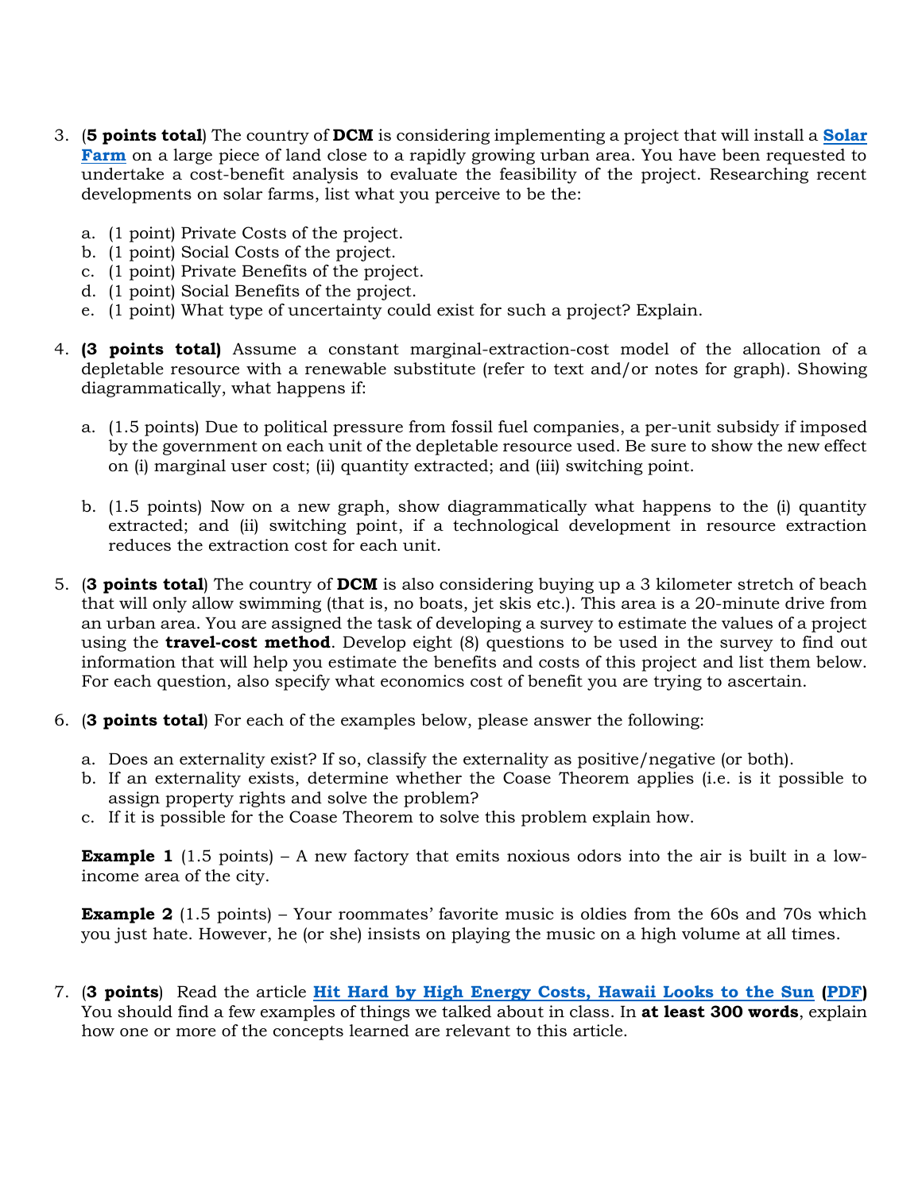3. (**5 points total**) The country of **DCM** is considering implementing a project that will install a **Solar Farm** on a large piece of land close to a rapidly growing urban area. You have been requested to undertake a cost-benefit analysis to evaluate the feasibility of the project. Researching recent developments on solar farms, list what you perceive to be the:

   a. (1 point) Private Costs of the project.
   b. (1 point) Social Costs of the project.
   c. (1 point) Private Benefits of the project.
   d. (1 point) Social Benefits of the project.
   e. (1 point) What type of uncertainty could exist for such a project? Explain.

4. **(3 points total)** Assume a constant marginal-extraction-cost model of the allocation of a depletable resource with a renewable substitute (refer to text and/or notes for graph). Showing diagrammatically, what happens if:

   a. (1.5 points) Due to political pressure from fossil fuel companies, a per-unit subsidy if imposed by the government on each unit of the depletable resource used. Be sure to show the new effect on (i) marginal user cost; (ii) quantity extracted; and (iii) switching point.

   b. (1.5 points) Now on a new graph, show diagrammatically what happens to the (i) quantity extracted; and (ii) switching point, if a technological development in resource extraction reduces the extraction cost for each unit.

5. (**3 points total**) The country of **DCM** is also considering buying up a 3 kilometer stretch of beach that will only allow swimming (that is, no boats, jet skis etc.). This area is a 20-minute drive from an urban area. You are assigned the task of developing a survey to estimate the values of a project using the **travel-cost method**. Develop eight (8) questions to be used in the survey to find out information that will help you estimate the benefits and costs of this project and list them below. For each question, also specify what economics cost of benefit you are trying to ascertain.

6. (**3 points total**) For each of the examples below, please answer the following:

   a. Does an externality exist? If so, classify the externality as positive/negative (or both).
   b. If an externality exists, determine whether the Coase Theorem applies (i.e. is it possible to assign property rights and solve the problem?
   c. If it is possible for the Coase Theorem to solve this problem explain how.

   **Example 1** (1.5 points) – A new factory that emits noxious odors into the air is built in a low-income area of the city.

   **Example 2** (1.5 points) – Your roommates' favorite music is oldies from the 60s and 70s which you just hate. However, he (or she) insists on playing the music on a high volume at all times.

7. (**3 points**) Read the article **Hit Hard by High Energy Costs, Hawaii Looks to the Sun** (**PDF**) You should find a few examples of things we talked about in class. In **at least 300 words**, explain how one or more of the concepts learned are relevant to this article.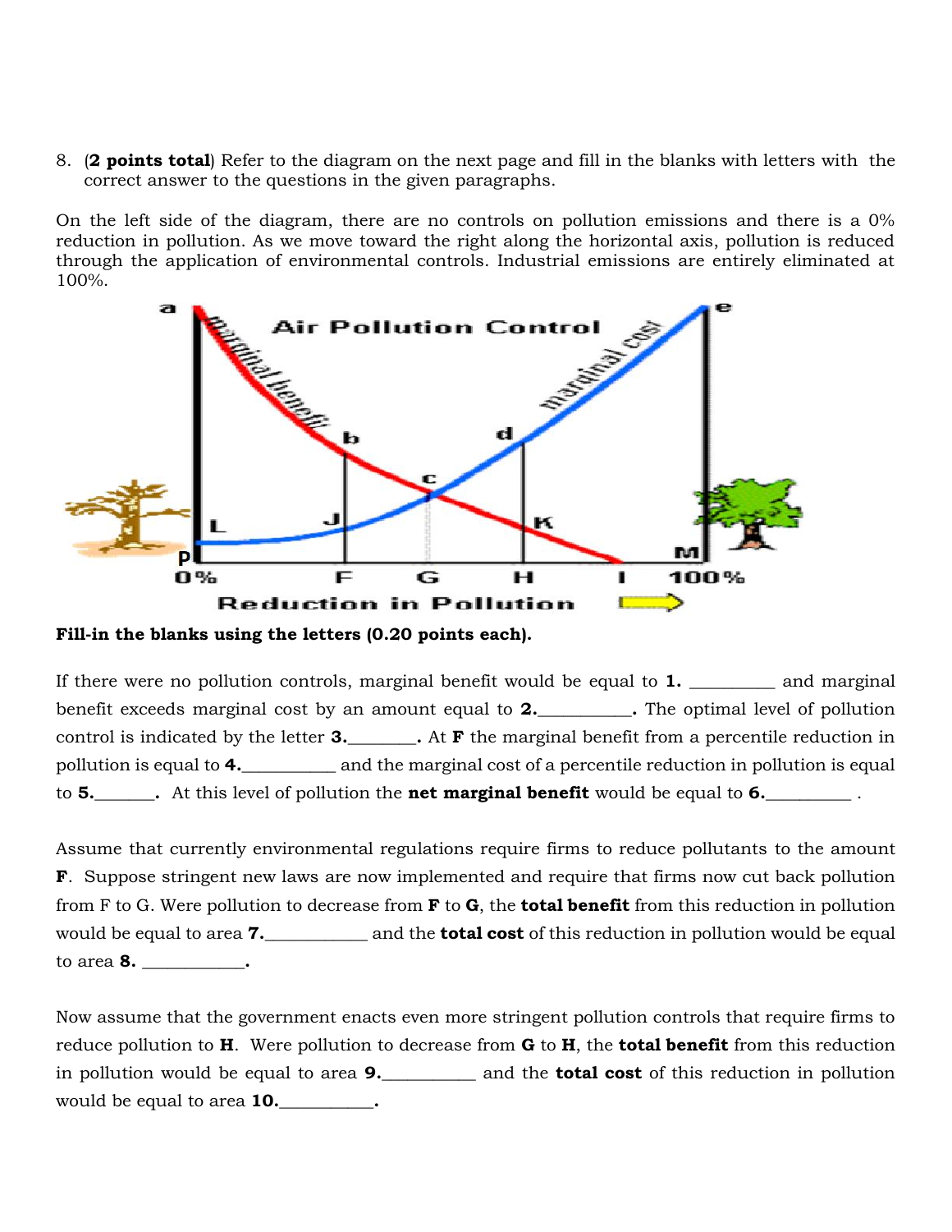8. (**2 points total**) Refer to the diagram on the next page and fill in the blanks with letters with the correct answer to the questions in the given paragraphs.

On the left side of the diagram, there are no controls on pollution emissions and there is a 0% reduction in pollution. As we move toward the right along the horizontal axis, pollution is reduced through the application of environmental controls. Industrial emissions are entirely eliminated at 100%.

Air Pollution Control

marginal benefit

marginal cost

a

b

c

d

e

L

J

K

M

P

0%

F

G

H

I

100%

Reduction in Pollution

**Fill-in the blanks using the letters (0.20 points each).**

If there were no pollution controls, marginal benefit would be equal to **1.** _________ and marginal benefit exceeds marginal cost by an amount equal to **2.**__________**.** The optimal level of pollution control is indicated by the letter **3.**_______**.** At **F** the marginal benefit from a percentile reduction in pollution is equal to **4.**__________ and the marginal cost of a percentile reduction in pollution is equal to **5.**______**.** At this level of pollution the **net marginal benefit** would be equal to **6.**_________ .

Assume that currently environmental regulations require firms to reduce pollutants to the amount **F**. Suppose stringent new laws are now implemented and require that firms now cut back pollution from F to G. Were pollution to decrease from **F** to **G**, the **total benefit** from this reduction in pollution would be equal to area **7.**___________ and the **total cost** of this reduction in pollution would be equal to area **8.** ___________**.**

Now assume that the government enacts even more stringent pollution controls that require firms to reduce pollution to **H**. Were pollution to decrease from **G** to **H**, the **total benefit** from this reduction in pollution would be equal to area **9.**__________ and the **total cost** of this reduction in pollution would be equal to area **10.**__________**.**